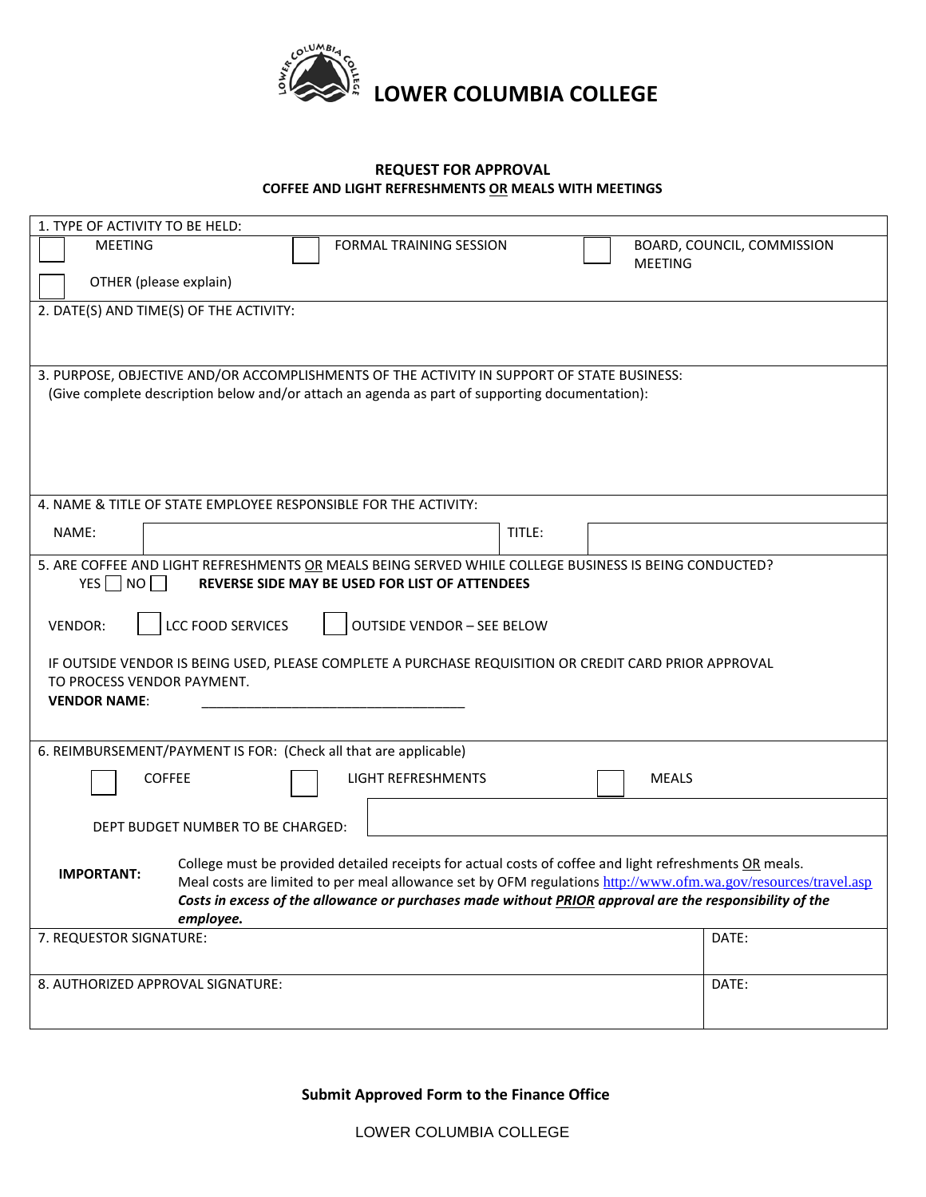# LOWER COLUMBIA COLLEGE

## REQUEST FOR APPROVAL
### COFFEE AND LIGHT REFRESHMENTS OR MEALS WITH MEETINGS

1. TYPE OF ACTIVITY TO BE HELD:

☐ MEETING ☐ FORMAL TRAINING SESSION ☐ BOARD, COUNCIL, COMMISSION MEETING

☐ OTHER (please explain)

2. DATE(S) AND TIME(S) OF THE ACTIVITY:

3. PURPOSE, OBJECTIVE AND/OR ACCOMPLISHMENTS OF THE ACTIVITY IN SUPPORT OF STATE BUSINESS:
(Give complete description below and/or attach an agenda as part of supporting documentation):

4. NAME & TITLE OF STATE EMPLOYEE RESPONSIBLE FOR THE ACTIVITY:

| NAME: | | TITLE: | |
|---|---|---|---|

5. ARE COFFEE AND LIGHT REFRESHMENTS OR MEALS BEING SERVED WHILE COLLEGE BUSINESS IS BEING CONDUCTED?

YES ☐ NO ☐ **REVERSE SIDE MAY BE USED FOR LIST OF ATTENDEES**

VENDOR: ☐ LCC FOOD SERVICES ☐ OUTSIDE VENDOR – SEE BELOW

IF OUTSIDE VENDOR IS BEING USED, PLEASE COMPLETE A PURCHASE REQUISITION OR CREDIT CARD PRIOR APPROVAL TO PROCESS VENDOR PAYMENT.

**VENDOR NAME**: ___________________________________

6. REIMBURSEMENT/PAYMENT IS FOR: (Check all that are applicable)

☐ COFFEE ☐ LIGHT REFRESHMENTS ☐ MEALS

DEPT BUDGET NUMBER TO BE CHARGED:

**IMPORTANT:** College must be provided detailed receipts for actual costs of coffee and light refreshments OR meals. Meal costs are limited to per meal allowance set by OFM regulations http://www.ofm.wa.gov/resources/travel.asp ***Costs in excess of the allowance or purchases made without PRIOR approval are the responsibility of the employee.***

| 7. REQUESTOR SIGNATURE: | DATE: |
|---|---|
| 8. AUTHORIZED APPROVAL SIGNATURE: | DATE: |

**Submit Approved Form to the Finance Office**

LOWER COLUMBIA COLLEGE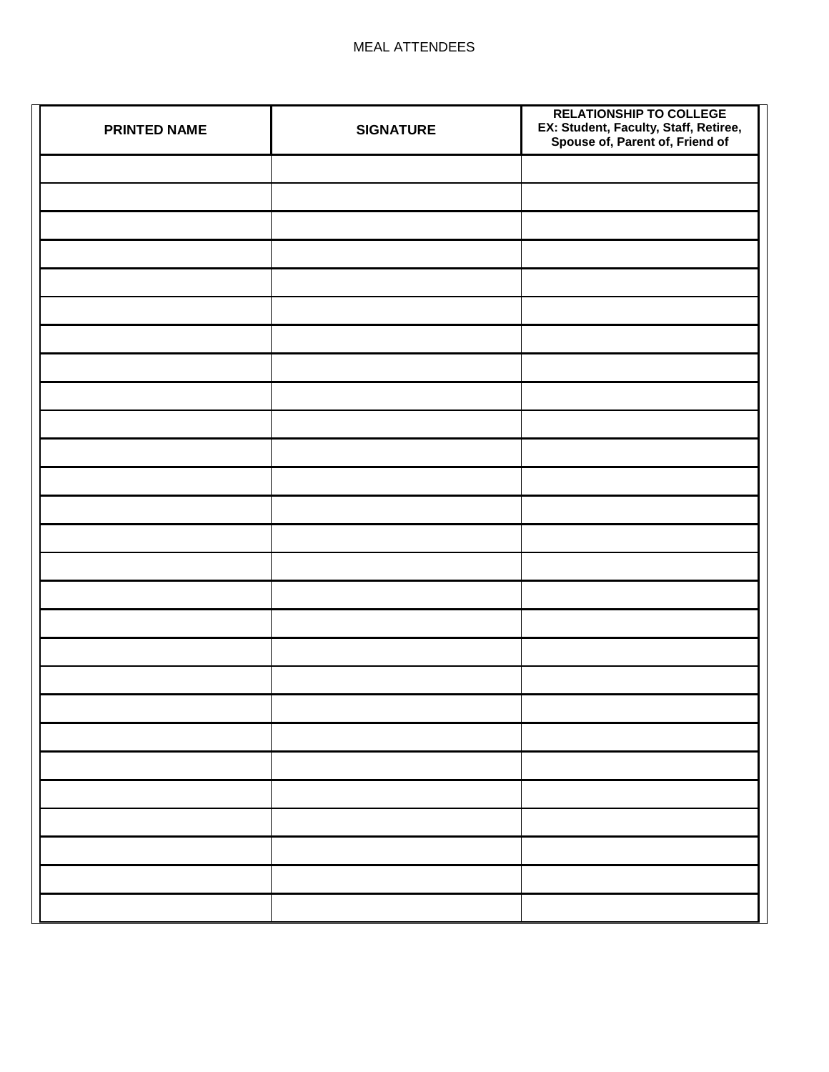MEAL ATTENDEES

| PRINTED NAME | SIGNATURE | RELATIONSHIP TO COLLEGE EX: Student, Faculty, Staff, Retiree, Spouse of, Parent of, Friend of |
|---|---|---|
| | | |
| | | |
| | | |
| | | |
| | | |
| | | |
| | | |
| | | |
| | | |
| | | |
| | | |
| | | |
| | | |
| | | |
| | | |
| | | |
| | | |
| | | |
| | | |
| | | |
| | | |
| | | |
| | | |
| | | |
| | | |
| | | |
| | | |